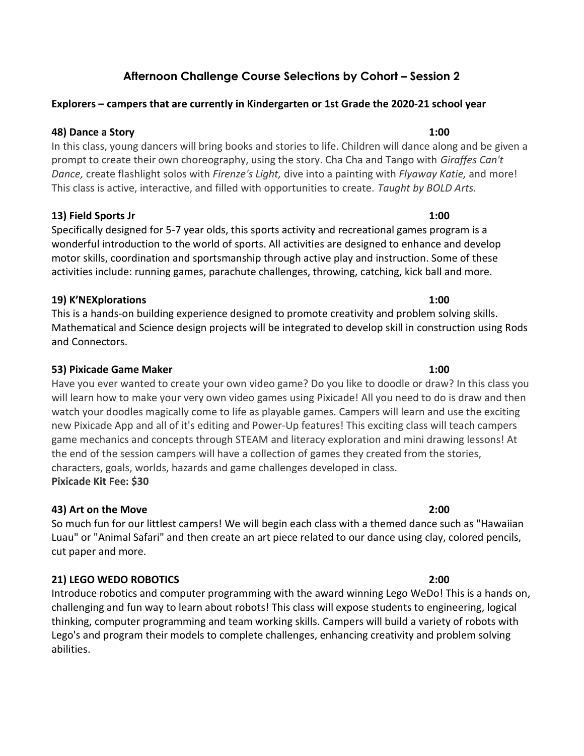## Afternoon Challenge Course Selections by Cohort – Session 2

**Explorers – campers that are currently in Kindergarten or 1st Grade the 2020-21 school year**

**48) Dance a Story** **1:00**

In this class, young dancers will bring books and stories to life. Children will dance along and be given a prompt to create their own choreography, using the story. Cha Cha and Tango with *Giraffes Can't Dance,* create flashlight solos with *Firenze's Light,* dive into a painting with *Flyaway Katie,* and more! This class is active, interactive, and filled with opportunities to create. *Taught by BOLD Arts.*

**13) Field Sports Jr** **1:00**

Specifically designed for 5-7 year olds, this sports activity and recreational games program is a wonderful introduction to the world of sports. All activities are designed to enhance and develop motor skills, coordination and sportsmanship through active play and instruction. Some of these activities include: running games, parachute challenges, throwing, catching, kick ball and more.

**19) K'NEXplorations** **1:00**

This is a hands-on building experience designed to promote creativity and problem solving skills. Mathematical and Science design projects will be integrated to develop skill in construction using Rods and Connectors.

**53) Pixicade Game Maker** **1:00**

Have you ever wanted to create your own video game? Do you like to doodle or draw? In this class you will learn how to make your very own video games using Pixicade! All you need to do is draw and then watch your doodles magically come to life as playable games. Campers will learn and use the exciting new Pixicade App and all of it's editing and Power-Up features! This exciting class will teach campers game mechanics and concepts through STEAM and literacy exploration and mini drawing lessons! At the end of the session campers will have a collection of games they created from the stories, characters, goals, worlds, hazards and game challenges developed in class.

**Pixicade Kit Fee: $30**

**43) Art on the Move** **2:00**

So much fun for our littlest campers! We will begin each class with a themed dance such as "Hawaiian Luau" or "Animal Safari" and then create an art piece related to our dance using clay, colored pencils, cut paper and more.

**21) LEGO WEDO ROBOTICS** **2:00**

Introduce robotics and computer programming with the award winning Lego WeDo! This is a hands on, challenging and fun way to learn about robots! This class will expose students to engineering, logical thinking, computer programming and team working skills. Campers will build a variety of robots with Lego's and program their models to complete challenges, enhancing creativity and problem solving abilities.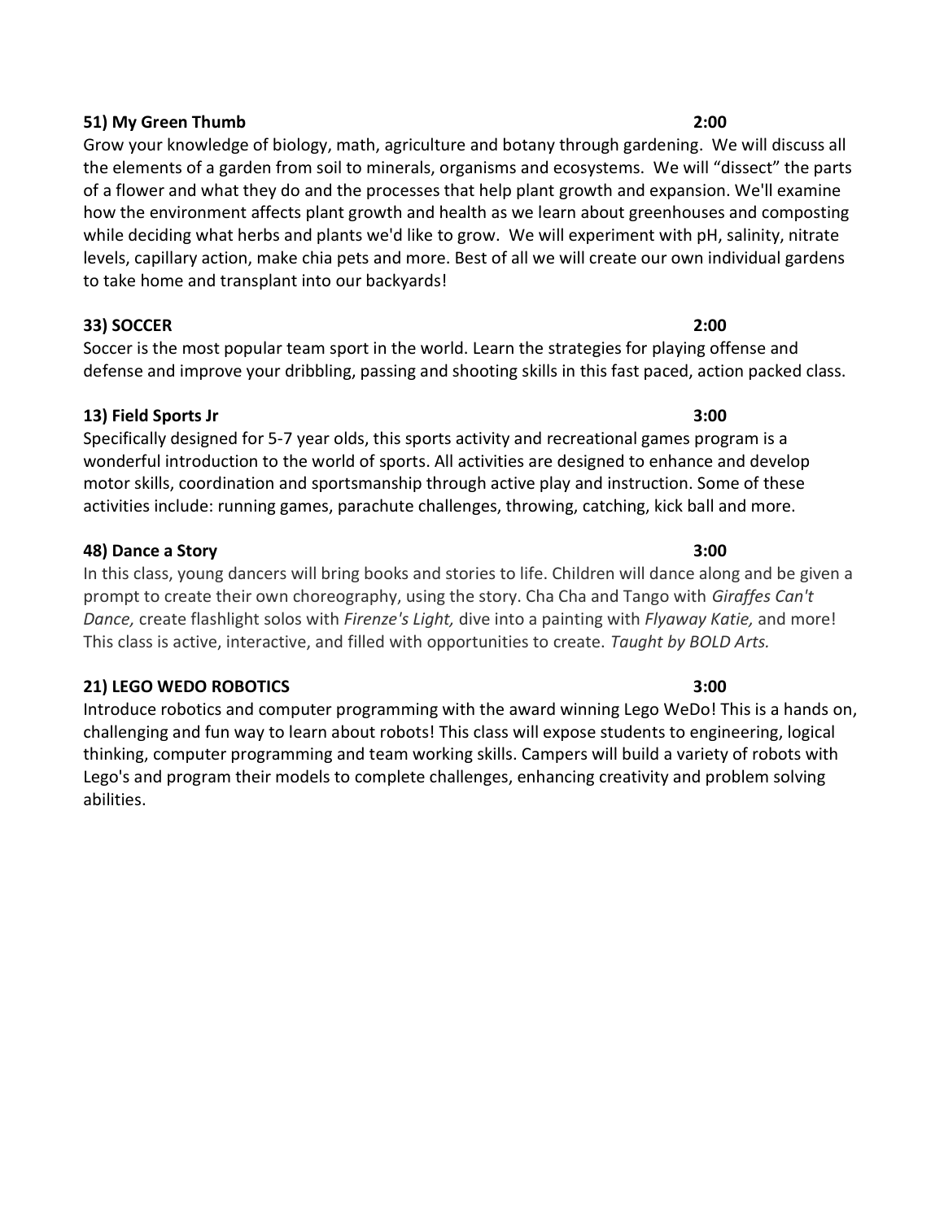**51) My Green Thumb** **2:00**

Grow your knowledge of biology, math, agriculture and botany through gardening. We will discuss all the elements of a garden from soil to minerals, organisms and ecosystems. We will "dissect" the parts of a flower and what they do and the processes that help plant growth and expansion. We'll examine how the environment affects plant growth and health as we learn about greenhouses and composting while deciding what herbs and plants we'd like to grow. We will experiment with pH, salinity, nitrate levels, capillary action, make chia pets and more. Best of all we will create our own individual gardens to take home and transplant into our backyards!

**33) SOCCER** **2:00**

Soccer is the most popular team sport in the world. Learn the strategies for playing offense and defense and improve your dribbling, passing and shooting skills in this fast paced, action packed class.

**13) Field Sports Jr** **3:00**

Specifically designed for 5-7 year olds, this sports activity and recreational games program is a wonderful introduction to the world of sports. All activities are designed to enhance and develop motor skills, coordination and sportsmanship through active play and instruction. Some of these activities include: running games, parachute challenges, throwing, catching, kick ball and more.

**48) Dance a Story** **3:00**

In this class, young dancers will bring books and stories to life. Children will dance along and be given a prompt to create their own choreography, using the story. Cha Cha and Tango with *Giraffes Can't Dance,* create flashlight solos with *Firenze's Light,* dive into a painting with *Flyaway Katie,* and more! This class is active, interactive, and filled with opportunities to create. *Taught by BOLD Arts.*

**21) LEGO WEDO ROBOTICS** **3:00**

Introduce robotics and computer programming with the award winning Lego WeDo! This is a hands on, challenging and fun way to learn about robots! This class will expose students to engineering, logical thinking, computer programming and team working skills. Campers will build a variety of robots with Lego's and program their models to complete challenges, enhancing creativity and problem solving abilities.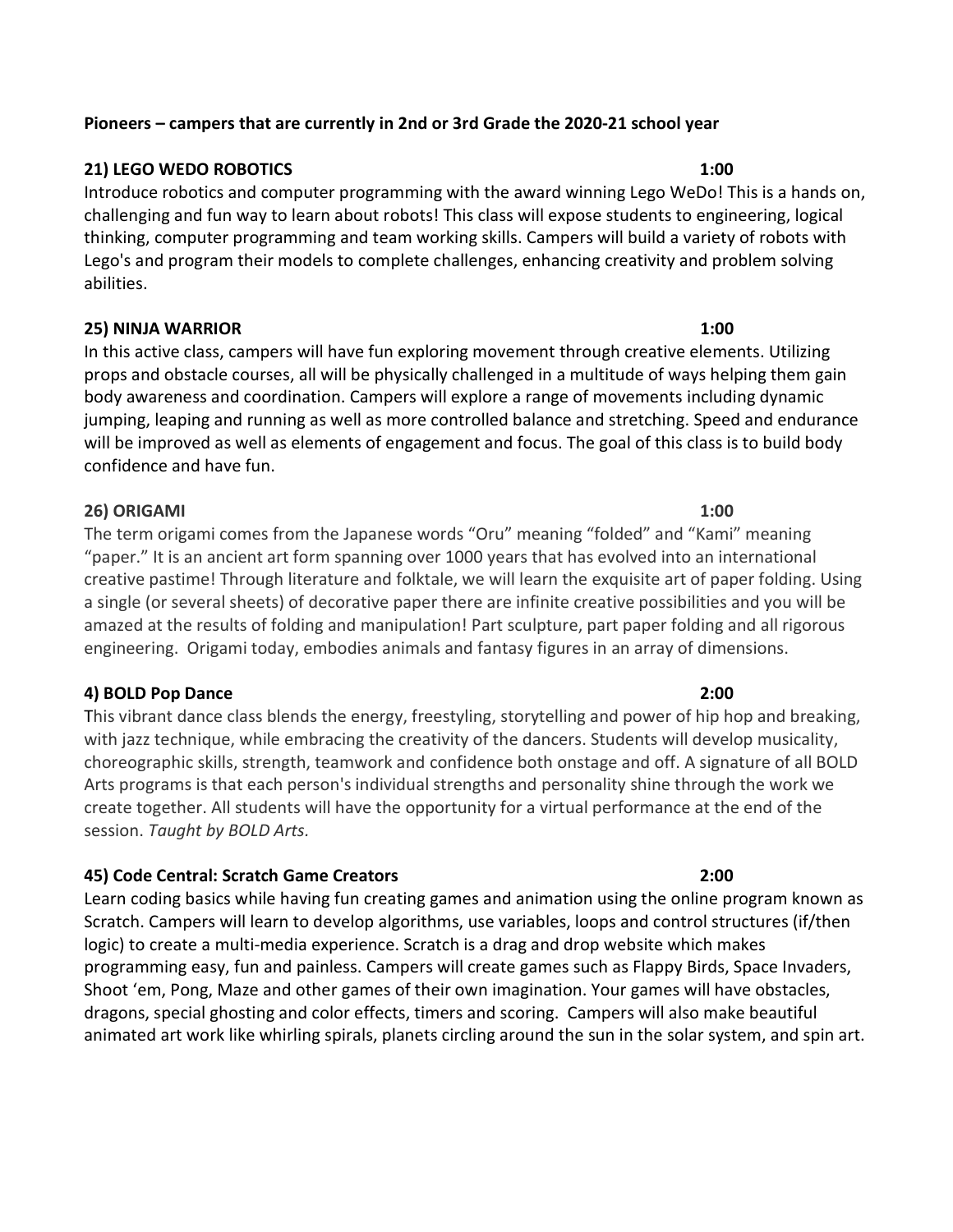**Pioneers – campers that are currently in 2nd or 3rd Grade the 2020-21 school year**

**21) LEGO WEDO ROBOTICS 1:00**

Introduce robotics and computer programming with the award winning Lego WeDo! This is a hands on, challenging and fun way to learn about robots! This class will expose students to engineering, logical thinking, computer programming and team working skills. Campers will build a variety of robots with Lego's and program their models to complete challenges, enhancing creativity and problem solving abilities.

**25) NINJA WARRIOR 1:00**

In this active class, campers will have fun exploring movement through creative elements. Utilizing props and obstacle courses, all will be physically challenged in a multitude of ways helping them gain body awareness and coordination. Campers will explore a range of movements including dynamic jumping, leaping and running as well as more controlled balance and stretching. Speed and endurance will be improved as well as elements of engagement and focus. The goal of this class is to build body confidence and have fun.

**26) ORIGAMI 1:00**

The term origami comes from the Japanese words "Oru" meaning "folded" and "Kami" meaning "paper." It is an ancient art form spanning over 1000 years that has evolved into an international creative pastime! Through literature and folktale, we will learn the exquisite art of paper folding. Using a single (or several sheets) of decorative paper there are infinite creative possibilities and you will be amazed at the results of folding and manipulation! Part sculpture, part paper folding and all rigorous engineering. Origami today, embodies animals and fantasy figures in an array of dimensions.

**4) BOLD Pop Dance 2:00**

This vibrant dance class blends the energy, freestyling, storytelling and power of hip hop and breaking, with jazz technique, while embracing the creativity of the dancers. Students will develop musicality, choreographic skills, strength, teamwork and confidence both onstage and off. A signature of all BOLD Arts programs is that each person's individual strengths and personality shine through the work we create together. All students will have the opportunity for a virtual performance at the end of the session. *Taught by BOLD Arts.*

**45) Code Central: Scratch Game Creators 2:00**

Learn coding basics while having fun creating games and animation using the online program known as Scratch. Campers will learn to develop algorithms, use variables, loops and control structures (if/then logic) to create a multi-media experience. Scratch is a drag and drop website which makes programming easy, fun and painless. Campers will create games such as Flappy Birds, Space Invaders, Shoot 'em, Pong, Maze and other games of their own imagination. Your games will have obstacles, dragons, special ghosting and color effects, timers and scoring. Campers will also make beautiful animated art work like whirling spirals, planets circling around the sun in the solar system, and spin art.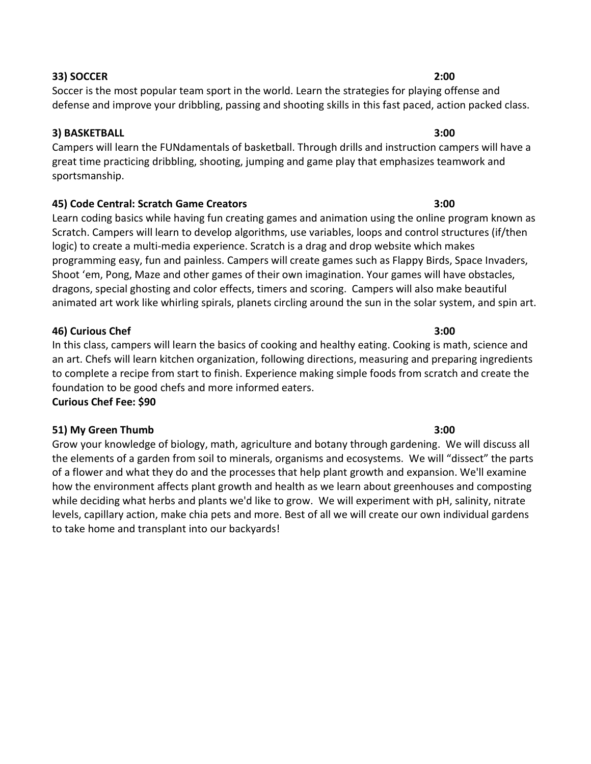**33) SOCCER** **2:00**

Soccer is the most popular team sport in the world. Learn the strategies for playing offense and defense and improve your dribbling, passing and shooting skills in this fast paced, action packed class.

**3) BASKETBALL** **3:00**

Campers will learn the FUNdamentals of basketball. Through drills and instruction campers will have a great time practicing dribbling, shooting, jumping and game play that emphasizes teamwork and sportsmanship.

**45) Code Central: Scratch Game Creators** **3:00**

Learn coding basics while having fun creating games and animation using the online program known as Scratch. Campers will learn to develop algorithms, use variables, loops and control structures (if/then logic) to create a multi-media experience. Scratch is a drag and drop website which makes programming easy, fun and painless. Campers will create games such as Flappy Birds, Space Invaders, Shoot 'em, Pong, Maze and other games of their own imagination. Your games will have obstacles, dragons, special ghosting and color effects, timers and scoring. Campers will also make beautiful animated art work like whirling spirals, planets circling around the sun in the solar system, and spin art.

**46) Curious Chef** **3:00**

In this class, campers will learn the basics of cooking and healthy eating. Cooking is math, science and an art. Chefs will learn kitchen organization, following directions, measuring and preparing ingredients to complete a recipe from start to finish. Experience making simple foods from scratch and create the foundation to be good chefs and more informed eaters.

**Curious Chef Fee: $90**

**51) My Green Thumb** **3:00**

Grow your knowledge of biology, math, agriculture and botany through gardening. We will discuss all the elements of a garden from soil to minerals, organisms and ecosystems. We will "dissect" the parts of a flower and what they do and the processes that help plant growth and expansion. We'll examine how the environment affects plant growth and health as we learn about greenhouses and composting while deciding what herbs and plants we'd like to grow. We will experiment with pH, salinity, nitrate levels, capillary action, make chia pets and more. Best of all we will create our own individual gardens to take home and transplant into our backyards!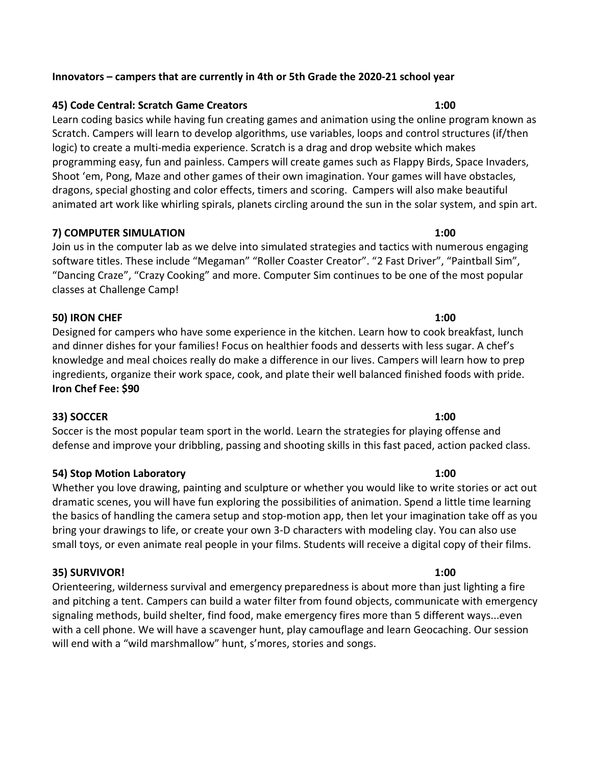**Innovators – campers that are currently in 4th or 5th Grade the 2020-21 school year**

**45) Code Central: Scratch Game Creators 1:00**

Learn coding basics while having fun creating games and animation using the online program known as Scratch. Campers will learn to develop algorithms, use variables, loops and control structures (if/then logic) to create a multi-media experience. Scratch is a drag and drop website which makes programming easy, fun and painless. Campers will create games such as Flappy Birds, Space Invaders, Shoot 'em, Pong, Maze and other games of their own imagination. Your games will have obstacles, dragons, special ghosting and color effects, timers and scoring. Campers will also make beautiful animated art work like whirling spirals, planets circling around the sun in the solar system, and spin art.

**7) COMPUTER SIMULATION 1:00**

Join us in the computer lab as we delve into simulated strategies and tactics with numerous engaging software titles. These include "Megaman" "Roller Coaster Creator". "2 Fast Driver", "Paintball Sim", "Dancing Craze", "Crazy Cooking" and more. Computer Sim continues to be one of the most popular classes at Challenge Camp!

**50) IRON CHEF 1:00**

Designed for campers who have some experience in the kitchen. Learn how to cook breakfast, lunch and dinner dishes for your families! Focus on healthier foods and desserts with less sugar. A chef's knowledge and meal choices really do make a difference in our lives. Campers will learn how to prep ingredients, organize their work space, cook, and plate their well balanced finished foods with pride.
**Iron Chef Fee: $90**

**33) SOCCER 1:00**

Soccer is the most popular team sport in the world. Learn the strategies for playing offense and defense and improve your dribbling, passing and shooting skills in this fast paced, action packed class.

**54) Stop Motion Laboratory 1:00**

Whether you love drawing, painting and sculpture or whether you would like to write stories or act out dramatic scenes, you will have fun exploring the possibilities of animation. Spend a little time learning the basics of handling the camera setup and stop-motion app, then let your imagination take off as you bring your drawings to life, or create your own 3-D characters with modeling clay. You can also use small toys, or even animate real people in your films. Students will receive a digital copy of their films.

**35) SURVIVOR! 1:00**

Orienteering, wilderness survival and emergency preparedness is about more than just lighting a fire and pitching a tent. Campers can build a water filter from found objects, communicate with emergency signaling methods, build shelter, find food, make emergency fires more than 5 different ways...even with a cell phone. We will have a scavenger hunt, play camouflage and learn Geocaching. Our session will end with a "wild marshmallow" hunt, s'mores, stories and songs.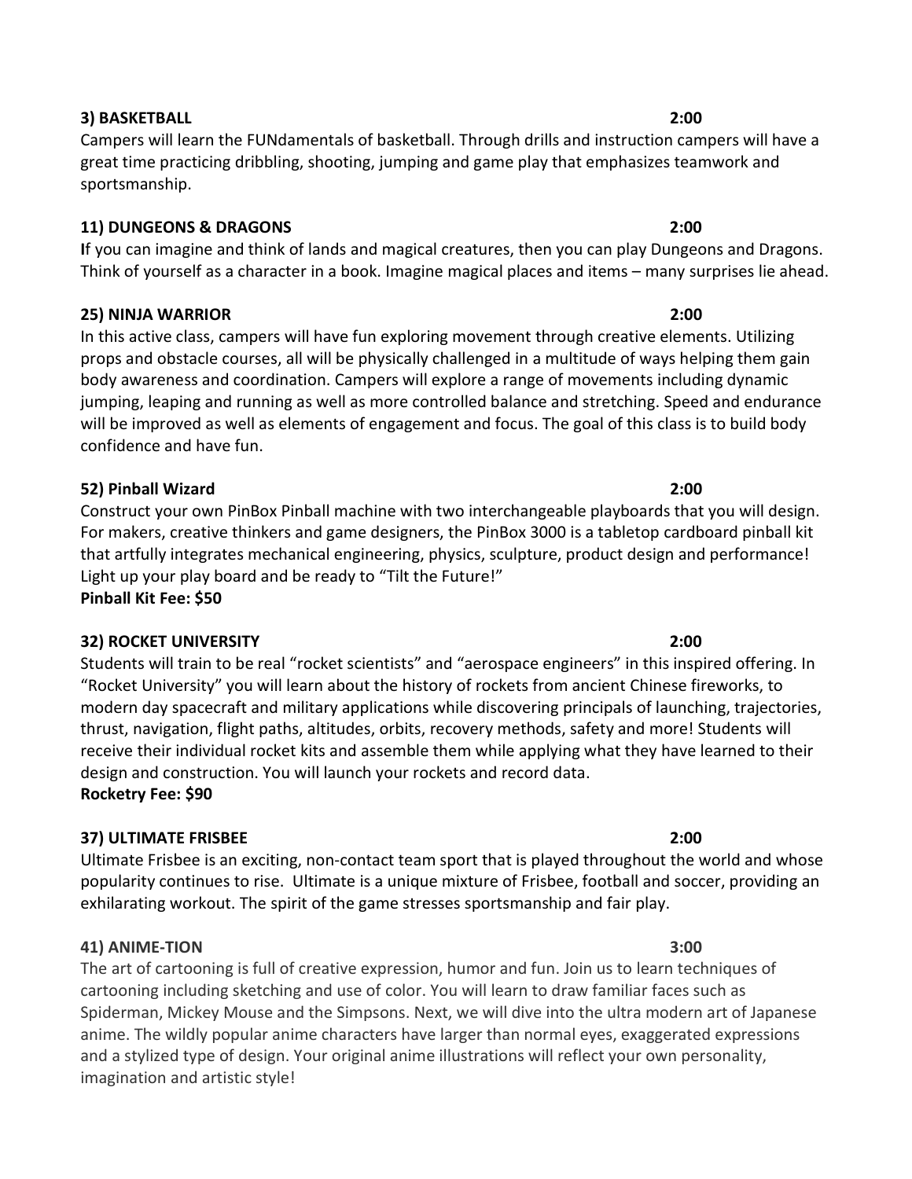**3) BASKETBALL** **2:00**

Campers will learn the FUNdamentals of basketball. Through drills and instruction campers will have a great time practicing dribbling, shooting, jumping and game play that emphasizes teamwork and sportsmanship.

**11) DUNGEONS & DRAGONS** **2:00**

**I**f you can imagine and think of lands and magical creatures, then you can play Dungeons and Dragons. Think of yourself as a character in a book. Imagine magical places and items – many surprises lie ahead.

**25) NINJA WARRIOR** **2:00**

In this active class, campers will have fun exploring movement through creative elements. Utilizing props and obstacle courses, all will be physically challenged in a multitude of ways helping them gain body awareness and coordination. Campers will explore a range of movements including dynamic jumping, leaping and running as well as more controlled balance and stretching. Speed and endurance will be improved as well as elements of engagement and focus. The goal of this class is to build body confidence and have fun.

**52) Pinball Wizard** **2:00**

Construct your own PinBox Pinball machine with two interchangeable playboards that you will design. For makers, creative thinkers and game designers, the PinBox 3000 is a tabletop cardboard pinball kit that artfully integrates mechanical engineering, physics, sculpture, product design and performance! Light up your play board and be ready to "Tilt the Future!"

**Pinball Kit Fee: $50**

**32) ROCKET UNIVERSITY** **2:00**

Students will train to be real "rocket scientists" and "aerospace engineers" in this inspired offering. In "Rocket University" you will learn about the history of rockets from ancient Chinese fireworks, to modern day spacecraft and military applications while discovering principals of launching, trajectories, thrust, navigation, flight paths, altitudes, orbits, recovery methods, safety and more! Students will receive their individual rocket kits and assemble them while applying what they have learned to their design and construction. You will launch your rockets and record data.

**Rocketry Fee: $90**

**37) ULTIMATE FRISBEE** **2:00**

Ultimate Frisbee is an exciting, non-contact team sport that is played throughout the world and whose popularity continues to rise. Ultimate is a unique mixture of Frisbee, football and soccer, providing an exhilarating workout. The spirit of the game stresses sportsmanship and fair play.

**41) ANIME-TION** **3:00**

The art of cartooning is full of creative expression, humor and fun. Join us to learn techniques of cartooning including sketching and use of color. You will learn to draw familiar faces such as Spiderman, Mickey Mouse and the Simpsons. Next, we will dive into the ultra modern art of Japanese anime. The wildly popular anime characters have larger than normal eyes, exaggerated expressions and a stylized type of design. Your original anime illustrations will reflect your own personality, imagination and artistic style!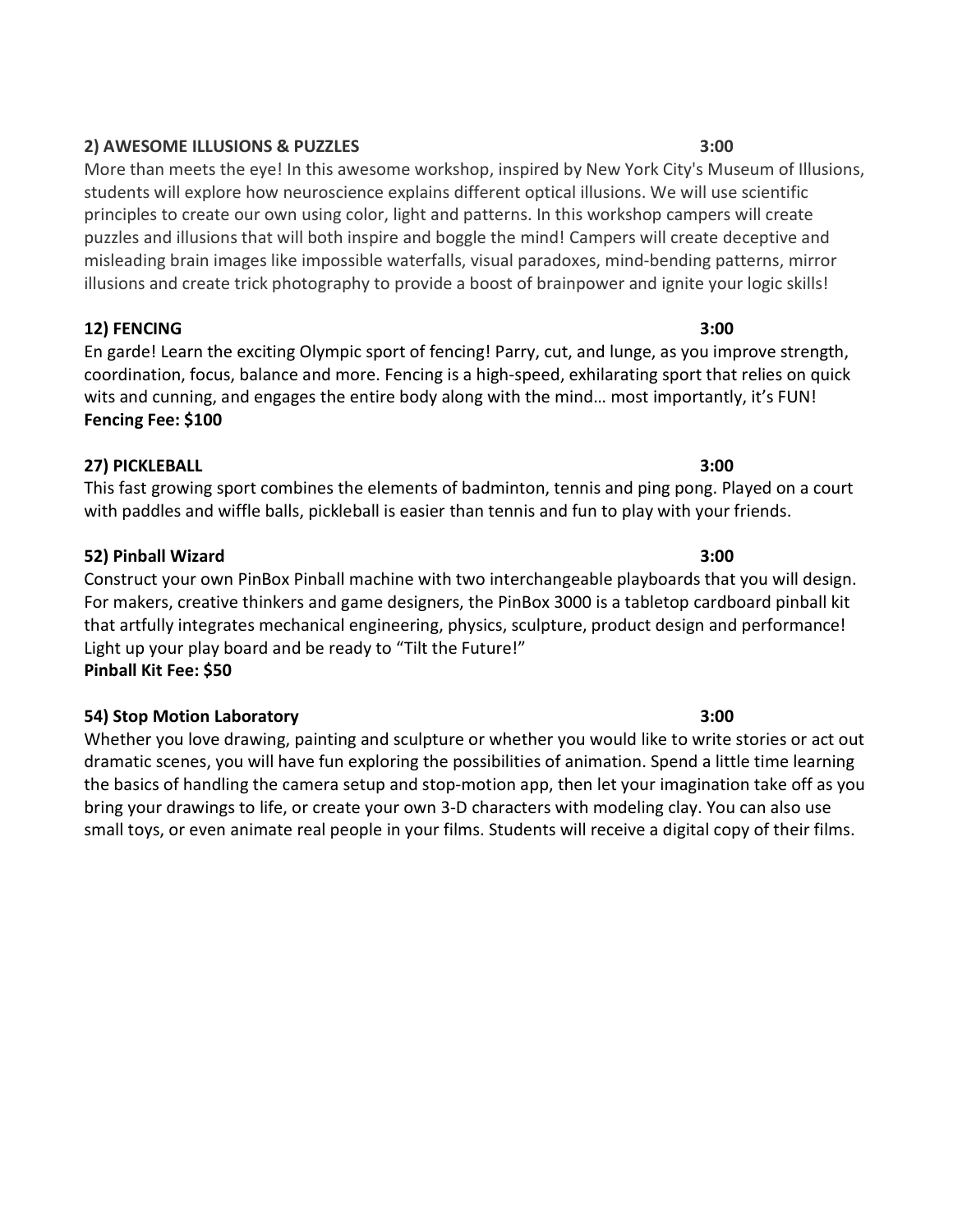**2) AWESOME ILLUSIONS & PUZZLES 3:00**

More than meets the eye! In this awesome workshop, inspired by New York City's Museum of Illusions, students will explore how neuroscience explains different optical illusions. We will use scientific principles to create our own using color, light and patterns. In this workshop campers will create puzzles and illusions that will both inspire and boggle the mind! Campers will create deceptive and misleading brain images like impossible waterfalls, visual paradoxes, mind-bending patterns, mirror illusions and create trick photography to provide a boost of brainpower and ignite your logic skills!

**12) FENCING 3:00**

En garde! Learn the exciting Olympic sport of fencing! Parry, cut, and lunge, as you improve strength, coordination, focus, balance and more. Fencing is a high-speed, exhilarating sport that relies on quick wits and cunning, and engages the entire body along with the mind… most importantly, it's FUN!
**Fencing Fee: $100**

**27) PICKLEBALL 3:00**

This fast growing sport combines the elements of badminton, tennis and ping pong. Played on a court with paddles and wiffle balls, pickleball is easier than tennis and fun to play with your friends.

**52) Pinball Wizard 3:00**

Construct your own PinBox Pinball machine with two interchangeable playboards that you will design. For makers, creative thinkers and game designers, the PinBox 3000 is a tabletop cardboard pinball kit that artfully integrates mechanical engineering, physics, sculpture, product design and performance! Light up your play board and be ready to "Tilt the Future!"
**Pinball Kit Fee: $50**

**54) Stop Motion Laboratory 3:00**

Whether you love drawing, painting and sculpture or whether you would like to write stories or act out dramatic scenes, you will have fun exploring the possibilities of animation. Spend a little time learning the basics of handling the camera setup and stop-motion app, then let your imagination take off as you bring your drawings to life, or create your own 3-D characters with modeling clay. You can also use small toys, or even animate real people in your films. Students will receive a digital copy of their films.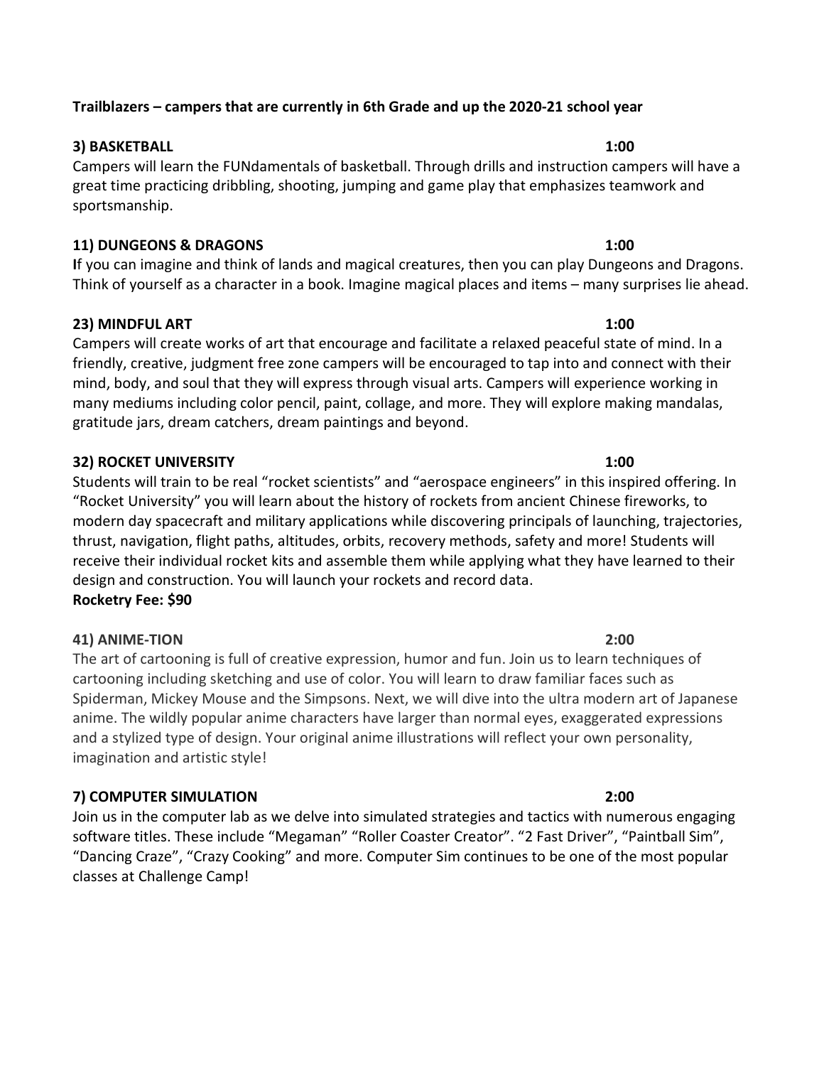**Trailblazers – campers that are currently in 6th Grade and up the 2020-21 school year**

**3) BASKETBALL** **1:00**

Campers will learn the FUNdamentals of basketball. Through drills and instruction campers will have a great time practicing dribbling, shooting, jumping and game play that emphasizes teamwork and sportsmanship.

**11) DUNGEONS & DRAGONS** **1:00**

**I**f you can imagine and think of lands and magical creatures, then you can play Dungeons and Dragons. Think of yourself as a character in a book. Imagine magical places and items – many surprises lie ahead.

**23) MINDFUL ART** **1:00**

Campers will create works of art that encourage and facilitate a relaxed peaceful state of mind. In a friendly, creative, judgment free zone campers will be encouraged to tap into and connect with their mind, body, and soul that they will express through visual arts. Campers will experience working in many mediums including color pencil, paint, collage, and more. They will explore making mandalas, gratitude jars, dream catchers, dream paintings and beyond.

**32) ROCKET UNIVERSITY** **1:00**

Students will train to be real "rocket scientists" and "aerospace engineers" in this inspired offering. In "Rocket University" you will learn about the history of rockets from ancient Chinese fireworks, to modern day spacecraft and military applications while discovering principals of launching, trajectories, thrust, navigation, flight paths, altitudes, orbits, recovery methods, safety and more! Students will receive their individual rocket kits and assemble them while applying what they have learned to their design and construction. You will launch your rockets and record data.
**Rocketry Fee: $90**

**41) ANIME-TION** **2:00**

The art of cartooning is full of creative expression, humor and fun. Join us to learn techniques of cartooning including sketching and use of color. You will learn to draw familiar faces such as Spiderman, Mickey Mouse and the Simpsons. Next, we will dive into the ultra modern art of Japanese anime. The wildly popular anime characters have larger than normal eyes, exaggerated expressions and a stylized type of design. Your original anime illustrations will reflect your own personality, imagination and artistic style!

**7) COMPUTER SIMULATION** **2:00**

Join us in the computer lab as we delve into simulated strategies and tactics with numerous engaging software titles. These include "Megaman" "Roller Coaster Creator". "2 Fast Driver", "Paintball Sim", "Dancing Craze", "Crazy Cooking" and more. Computer Sim continues to be one of the most popular classes at Challenge Camp!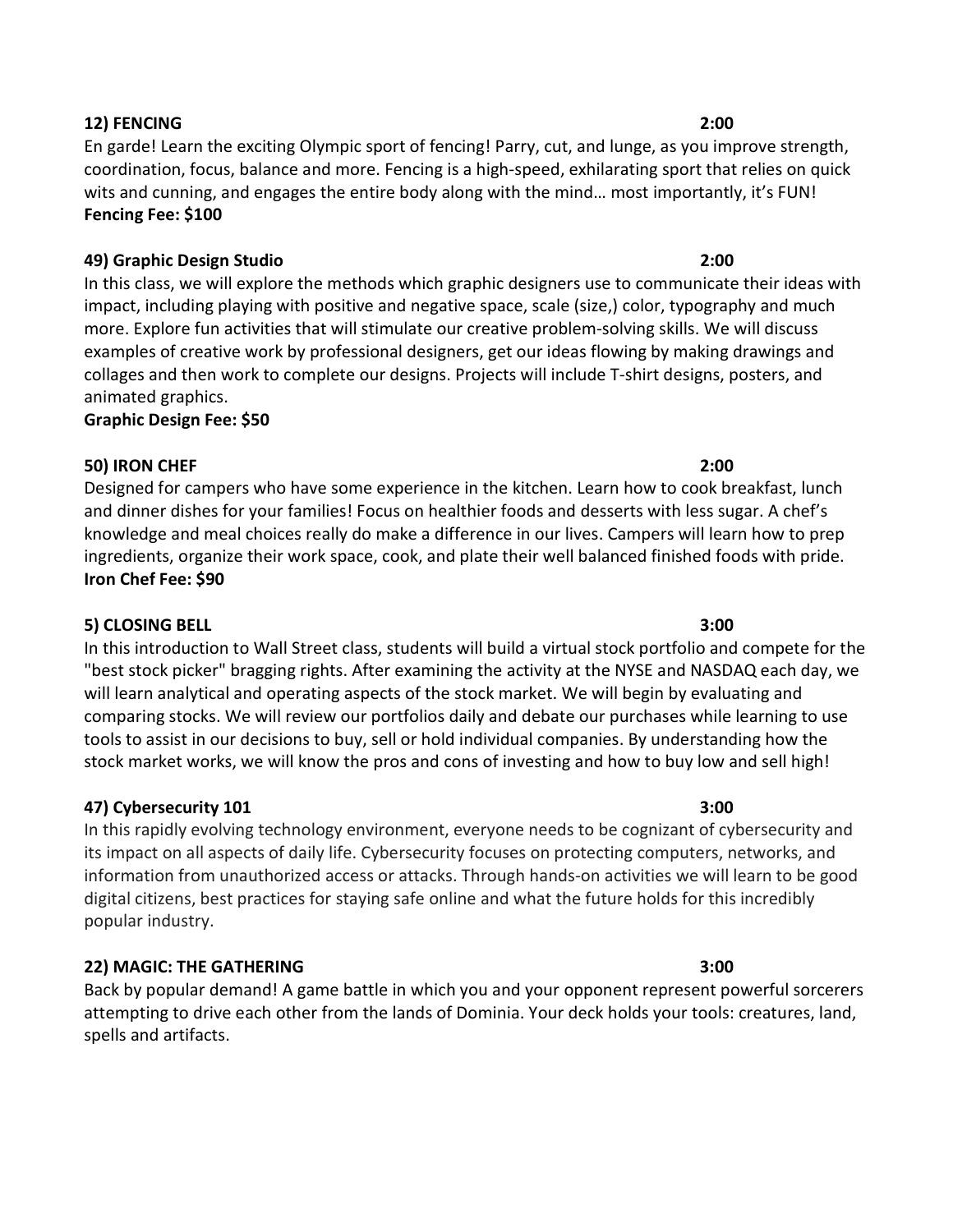**12) FENCING** **2:00**

En garde! Learn the exciting Olympic sport of fencing! Parry, cut, and lunge, as you improve strength, coordination, focus, balance and more. Fencing is a high-speed, exhilarating sport that relies on quick wits and cunning, and engages the entire body along with the mind… most importantly, it's FUN!

**Fencing Fee: $100**

**49) Graphic Design Studio** **2:00**

In this class, we will explore the methods which graphic designers use to communicate their ideas with impact, including playing with positive and negative space, scale (size,) color, typography and much more. Explore fun activities that will stimulate our creative problem-solving skills. We will discuss examples of creative work by professional designers, get our ideas flowing by making drawings and collages and then work to complete our designs. Projects will include T-shirt designs, posters, and animated graphics.

**Graphic Design Fee: $50**

**50) IRON CHEF** **2:00**

Designed for campers who have some experience in the kitchen. Learn how to cook breakfast, lunch and dinner dishes for your families! Focus on healthier foods and desserts with less sugar. A chef's knowledge and meal choices really do make a difference in our lives. Campers will learn how to prep ingredients, organize their work space, cook, and plate their well balanced finished foods with pride.

**Iron Chef Fee: $90**

**5) CLOSING BELL** **3:00**

In this introduction to Wall Street class, students will build a virtual stock portfolio and compete for the "best stock picker" bragging rights. After examining the activity at the NYSE and NASDAQ each day, we will learn analytical and operating aspects of the stock market. We will begin by evaluating and comparing stocks. We will review our portfolios daily and debate our purchases while learning to use tools to assist in our decisions to buy, sell or hold individual companies. By understanding how the stock market works, we will know the pros and cons of investing and how to buy low and sell high!

**47) Cybersecurity 101** **3:00**

In this rapidly evolving technology environment, everyone needs to be cognizant of cybersecurity and its impact on all aspects of daily life. Cybersecurity focuses on protecting computers, networks, and information from unauthorized access or attacks. Through hands-on activities we will learn to be good digital citizens, best practices for staying safe online and what the future holds for this incredibly popular industry.

**22) MAGIC: THE GATHERING** **3:00**

Back by popular demand! A game battle in which you and your opponent represent powerful sorcerers attempting to drive each other from the lands of Dominia. Your deck holds your tools: creatures, land, spells and artifacts.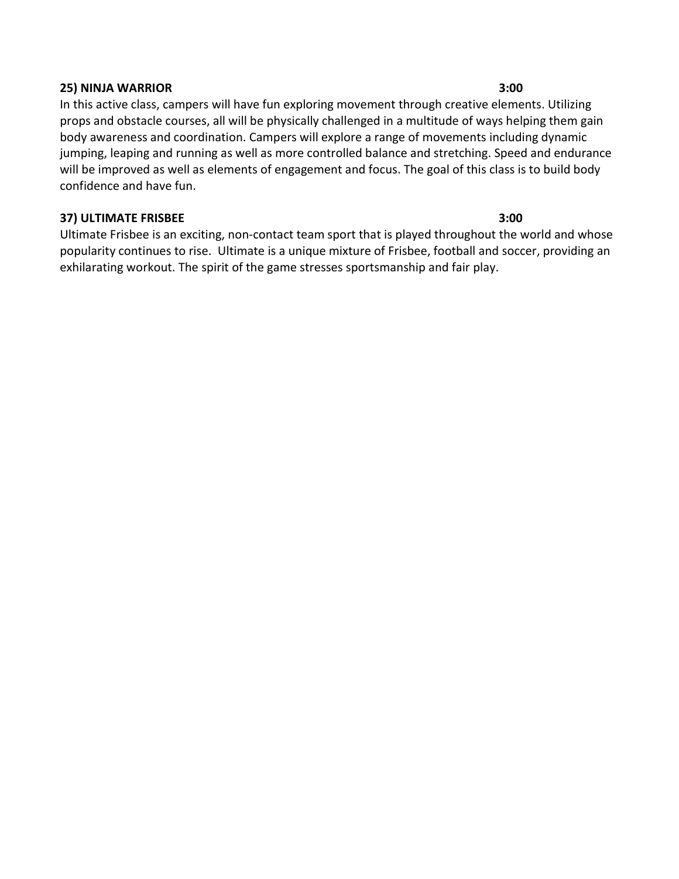**25) NINJA WARRIOR** **3:00**

In this active class, campers will have fun exploring movement through creative elements. Utilizing props and obstacle courses, all will be physically challenged in a multitude of ways helping them gain body awareness and coordination. Campers will explore a range of movements including dynamic jumping, leaping and running as well as more controlled balance and stretching. Speed and endurance will be improved as well as elements of engagement and focus. The goal of this class is to build body confidence and have fun.

**37) ULTIMATE FRISBEE** **3:00**

Ultimate Frisbee is an exciting, non-contact team sport that is played throughout the world and whose popularity continues to rise. Ultimate is a unique mixture of Frisbee, football and soccer, providing an exhilarating workout. The spirit of the game stresses sportsmanship and fair play.